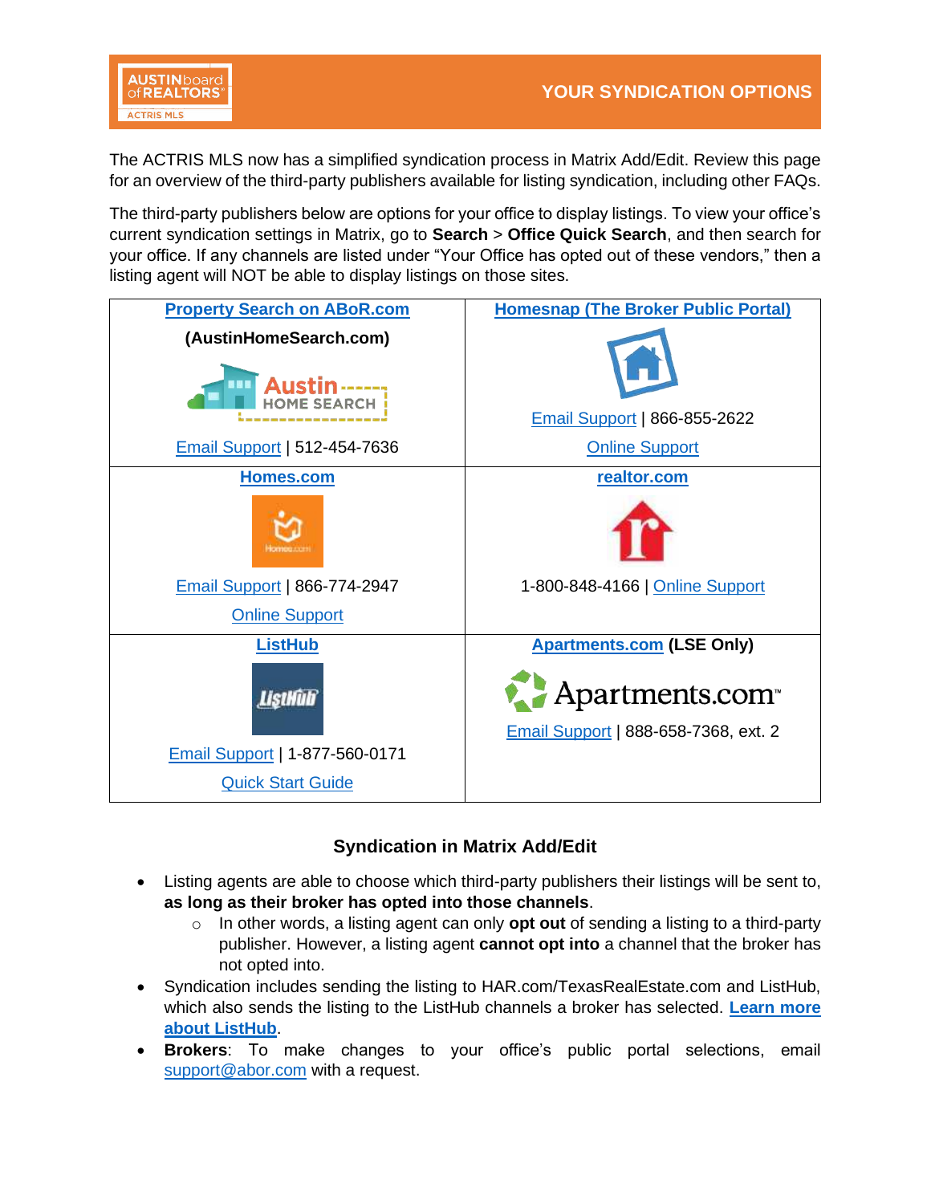# YOUR SYNDICATION OPTIONS

The ACTRIS MLS now has a simplified syndication process in Matrix Add/Edit. Review this page for an overview of the third-party publishers available for listing syndication, including other FAQs.

The third-party publishers below are options for your office to display listings. To view your office's current syndication settings in Matrix, go to **Search** > **Office Quick Search**, and then search for your office. If any channels are listed under "Your Office has opted out of these vendors," then a listing agent will NOT be able to display listings on those sites.

| | |
|---|---|
| **Property Search on ABoR.com** (AustinHomeSearch.com)<br>Email Support \| 512-454-7636 | **Homesnap (The Broker Public Portal)**<br>Email Support \| 866-855-2622<br>Online Support |
| **Homes.com**<br>Email Support \| 866-774-2947<br>Online Support | **realtor.com**<br>1-800-848-4166 \| Online Support |
| **ListHub**<br>Email Support \| 1-877-560-0171<br>Quick Start Guide | **Apartments.com** **(LSE Only)**<br>Email Support \| 888-658-7368, ext. 2 |

## Syndication in Matrix Add/Edit

- Listing agents are able to choose which third-party publishers their listings will be sent to, **as long as their broker has opted into those channels**.
  - In other words, a listing agent can only **opt out** of sending a listing to a third-party publisher. However, a listing agent **cannot opt into** a channel that the broker has not opted into.
- Syndication includes sending the listing to HAR.com/TexasRealEstate.com and ListHub, which also sends the listing to the ListHub channels a broker has selected. **Learn more about ListHub**.
- **Brokers**: To make changes to your office's public portal selections, email support@abor.com with a request.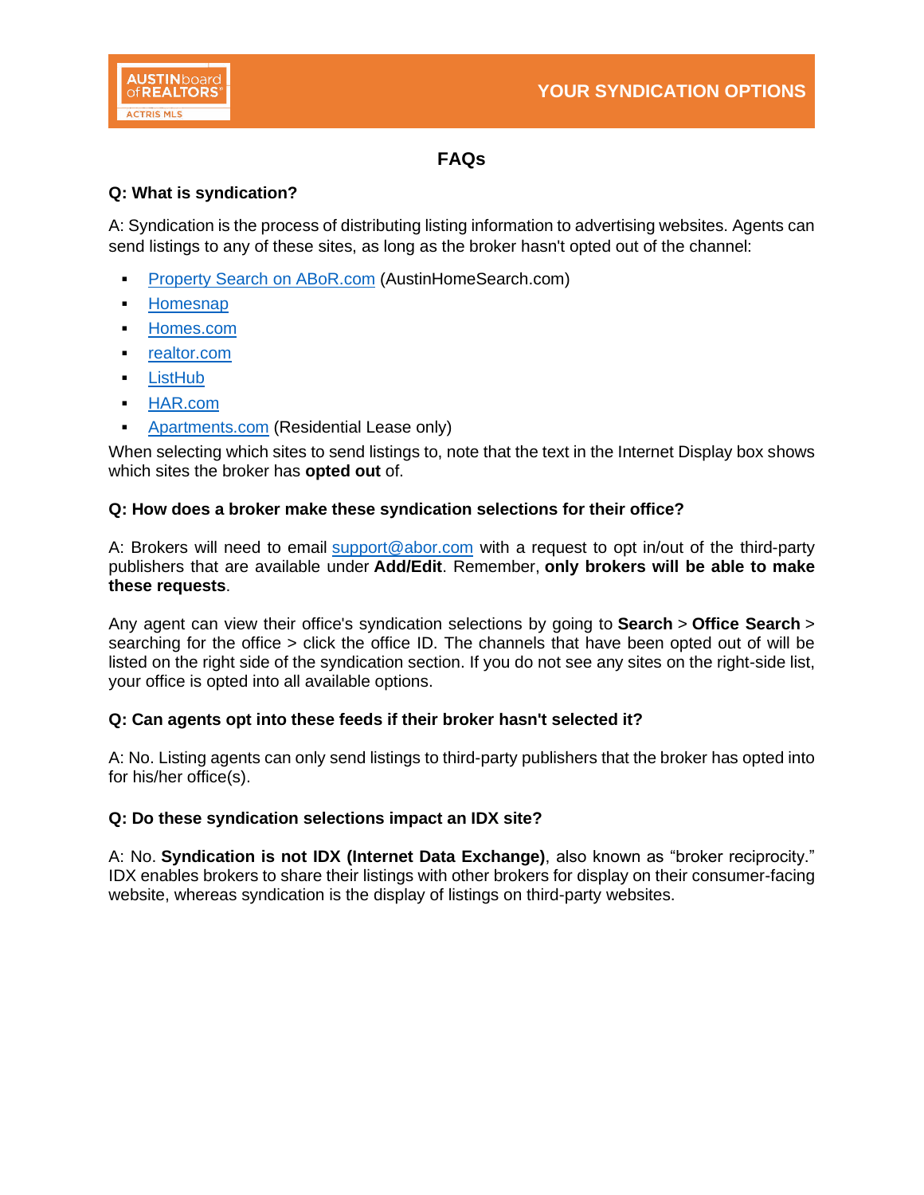## FAQs

**Q: What is syndication?**

A: Syndication is the process of distributing listing information to advertising websites. Agents can send listings to any of these sites, as long as the broker hasn't opted out of the channel:

- Property Search on ABoR.com (AustinHomeSearch.com)
- Homesnap
- Homes.com
- realtor.com
- ListHub
- HAR.com
- Apartments.com (Residential Lease only)

When selecting which sites to send listings to, note that the text in the Internet Display box shows which sites the broker has **opted out** of.

**Q: How does a broker make these syndication selections for their office?**

A: Brokers will need to email support@abor.com with a request to opt in/out of the third-party publishers that are available under **Add/Edit**. Remember, **only brokers will be able to make these requests**.

Any agent can view their office's syndication selections by going to **Search** > **Office Search** > searching for the office > click the office ID. The channels that have been opted out of will be listed on the right side of the syndication section. If you do not see any sites on the right-side list, your office is opted into all available options.

**Q: Can agents opt into these feeds if their broker hasn't selected it?**

A: No. Listing agents can only send listings to third-party publishers that the broker has opted into for his/her office(s).

**Q: Do these syndication selections impact an IDX site?**

A: No. **Syndication is not IDX (Internet Data Exchange)**, also known as "broker reciprocity." IDX enables brokers to share their listings with other brokers for display on their consumer-facing website, whereas syndication is the display of listings on third-party websites.